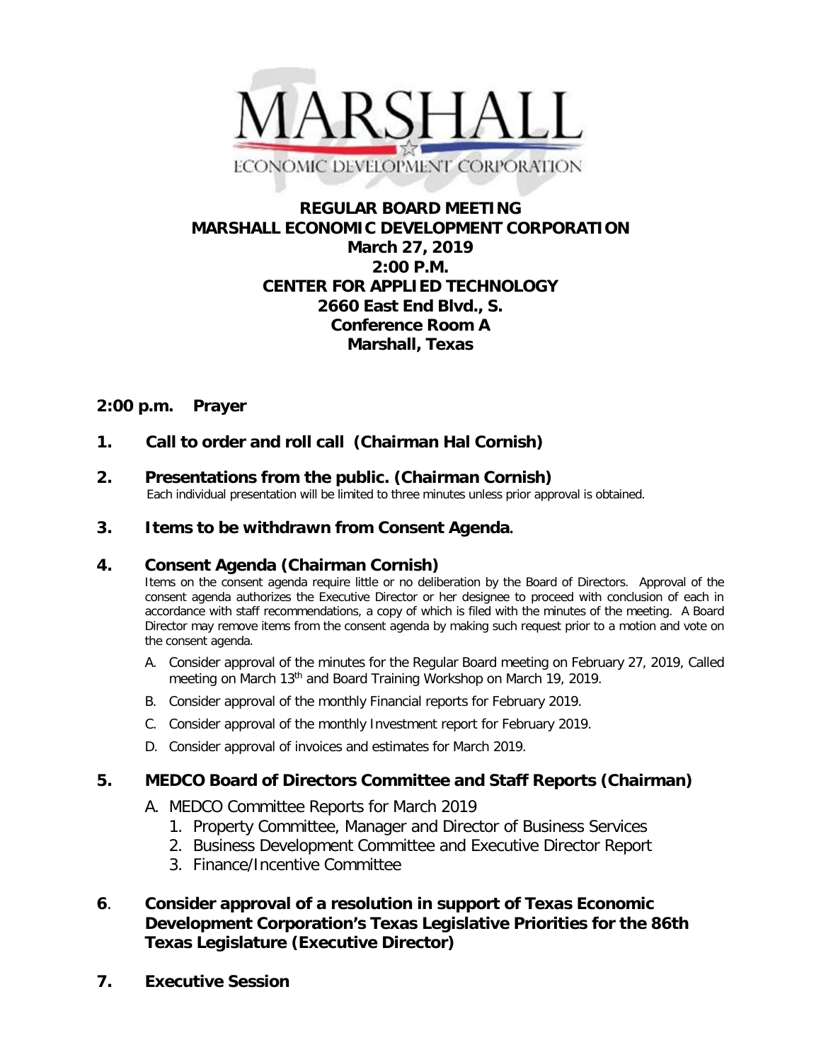MARSHALL

ECONOMIC DEVELOPMENT CORPORATION

# REGULAR BOARD MEETING
# MARSHALL ECONOMIC DEVELOPMENT CORPORATION

**March 27, 2019**
**2:00 P.M.**
**CENTER FOR APPLIED TECHNOLOGY**
**2660 East End Blvd., S.**
**Conference Room A**
**Marshall, Texas**

**2:00 p.m. Prayer**

**1. Call to order and roll call (Chairman Hal Cornish)**

**2. Presentations from the public. (Chairman Cornish)**

Each individual presentation will be limited to three minutes unless prior approval is obtained.

**3. Items to be withdrawn from Consent Agenda.**

**4. Consent Agenda (Chairman Cornish)**

Items on the consent agenda require little or no deliberation by the Board of Directors. Approval of the consent agenda authorizes the Executive Director or her designee to proceed with conclusion of each in accordance with staff recommendations, a copy of which is filed with the minutes of the meeting. A Board Director may remove items from the consent agenda by making such request prior to a motion and vote on the consent agenda.

A. Consider approval of the minutes for the Regular Board meeting on February 27, 2019, Called meeting on March 13th and Board Training Workshop on March 19, 2019.

B. Consider approval of the monthly Financial reports for February 2019.

C. Consider approval of the monthly Investment report for February 2019.

D. Consider approval of invoices and estimates for March 2019.

**5. MEDCO Board of Directors Committee and Staff Reports (Chairman)**

A. MEDCO Committee Reports for March 2019
   1. Property Committee, Manager and Director of Business Services
   2. Business Development Committee and Executive Director Report
   3. Finance/Incentive Committee

**6. Consider approval of a resolution in support of Texas Economic Development Corporation's Texas Legislative Priorities for the 86th Texas Legislature (Executive Director)**

**7. Executive Session**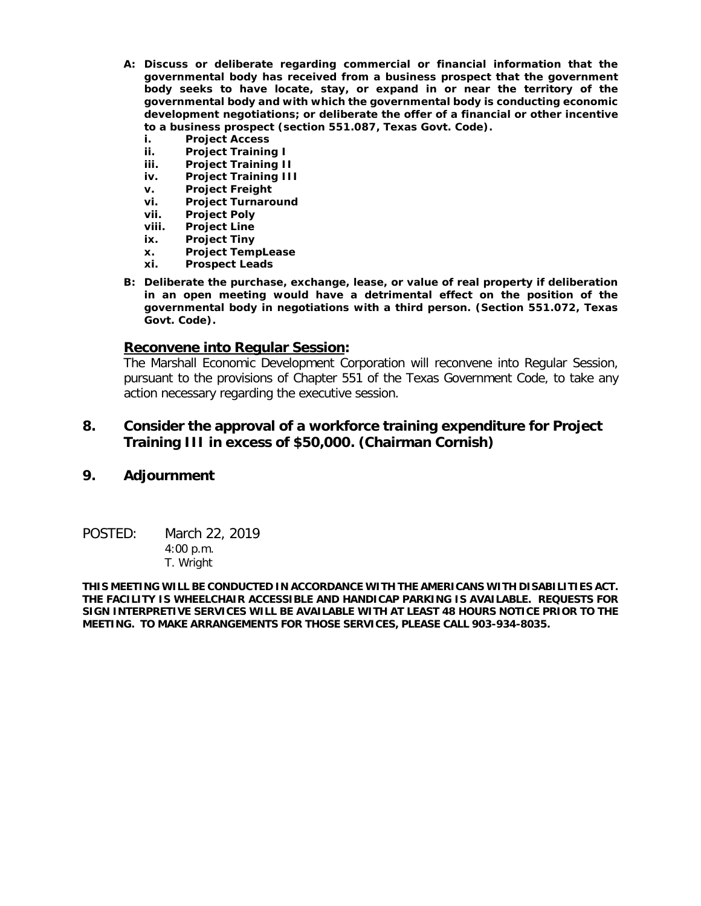**A: Discuss or deliberate regarding commercial or financial information that the governmental body has received from a business prospect that the government body seeks to have locate, stay, or expand in or near the territory of the governmental body and with which the governmental body is conducting economic development negotiations; or deliberate the offer of a financial or other incentive to a business prospect (section 551.087, Texas Govt. Code).**

- **i. Project Access**
- **ii. Project Training I**
- **iii. Project Training II**
- **iv. Project Training III**
- **v. Project Freight**
- **vi. Project Turnaround**
- **vii. Project Poly**
- **viii. Project Line**
- **ix. Project Tiny**
- **x. Project TempLease**
- **xi. Prospect Leads**

**B: Deliberate the purchase, exchange, lease, or value of real property if deliberation in an open meeting would have a detrimental effect on the position of the governmental body in negotiations with a third person. (Section 551.072, Texas Govt. Code).**

**<u>Reconvene into Regular Session</u>:**

The Marshall Economic Development Corporation will reconvene into Regular Session, pursuant to the provisions of Chapter 551 of the Texas Government Code, to take any action necessary regarding the executive session.

## 8. Consider the approval of a workforce training expenditure for Project Training III in excess of $50,000. (Chairman Cornish)

## 9. Adjournment

POSTED: March 22, 2019
4:00 p.m.
T. Wright

**THIS MEETING WILL BE CONDUCTED IN ACCORDANCE WITH THE AMERICANS WITH DISABILITIES ACT. THE FACILITY IS WHEELCHAIR ACCESSIBLE AND HANDICAP PARKING IS AVAILABLE. REQUESTS FOR SIGN INTERPRETIVE SERVICES WILL BE AVAILABLE WITH AT LEAST 48 HOURS NOTICE PRIOR TO THE MEETING. TO MAKE ARRANGEMENTS FOR THOSE SERVICES, PLEASE CALL 903-934-8035.**